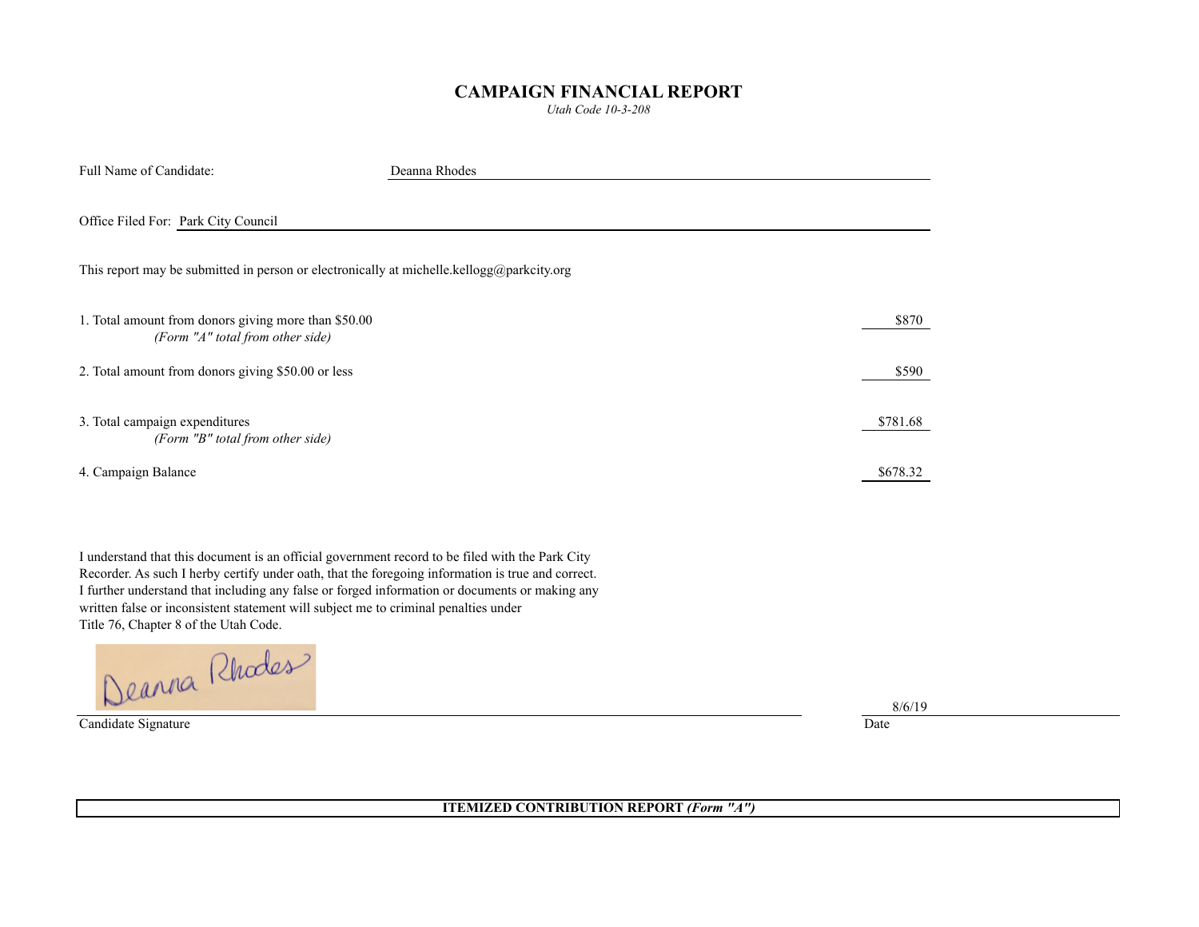# CAMPAIGN FINANCIAL REPORT

*Utah Code 10-3-208*

Full Name of Candidate: Deanna Rhodes

Office Filed For: Park City Council

This report may be submitted in person or electronically at michelle.kellogg@parkcity.org

| | |
|---|---|
| 1. Total amount from donors giving more than $50.00 *(Form "A" total from other side)* | $870 |
| 2. Total amount from donors giving $50.00 or less | $590 |
| 3. Total campaign expenditures *(Form "B" total from other side)* | $781.68 |
| 4. Campaign Balance | $678.32 |

I understand that this document is an official government record to be filed with the Park City Recorder. As such I herby certify under oath, that the foregoing information is true and correct. I further understand that including any false or forged information or documents or making any written false or inconsistent statement will subject me to criminal penalties under Title 76, Chapter 8 of the Utah Code.

Deanna Rhodes

Candidate Signature

8/6/19

Date

**ITEMIZED CONTRIBUTION REPORT** ***(Form "A")***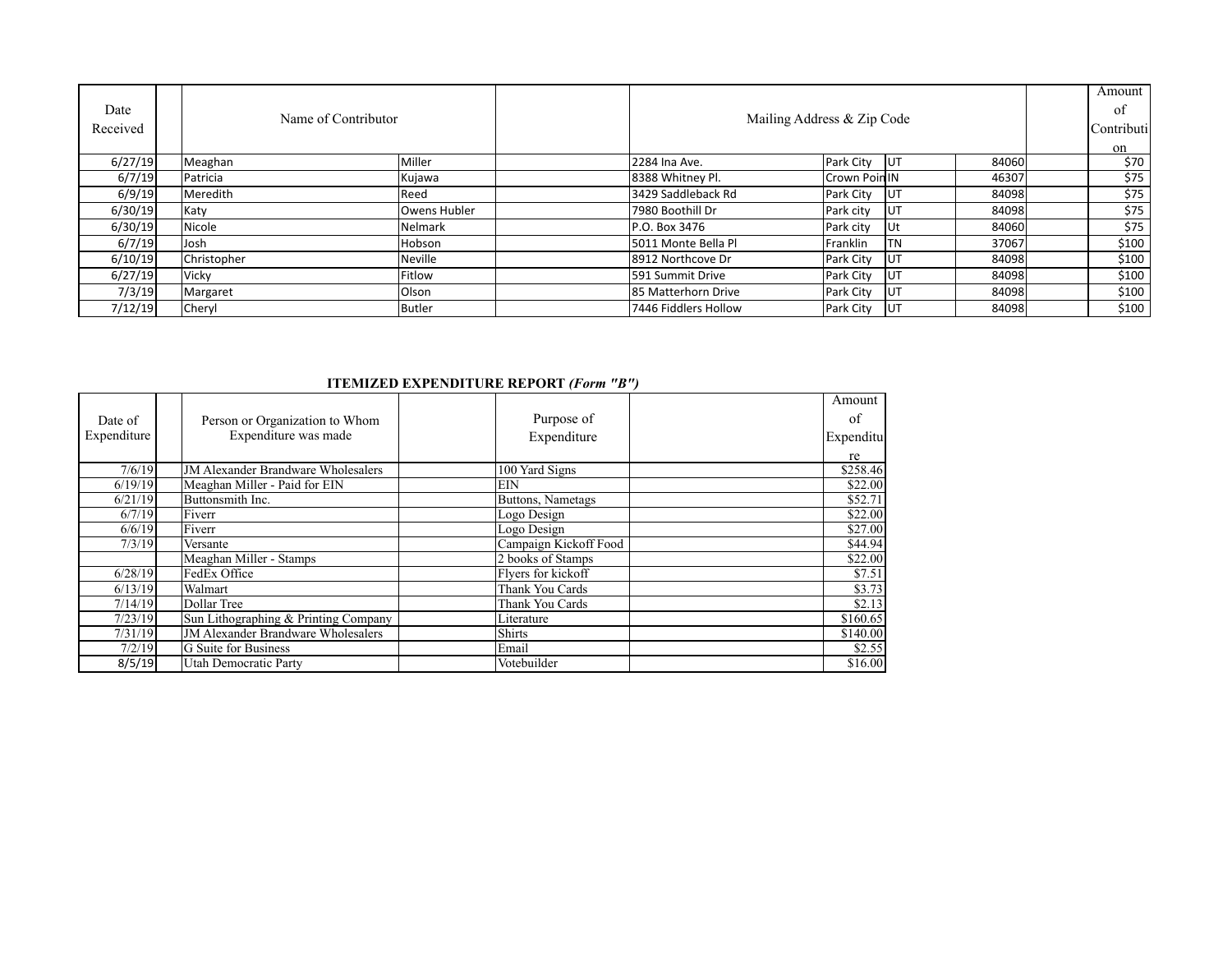| Date Received | | Name of Contributor | | | Mailing Address & Zip Code | | | | | Amount of Contribution |
|---|---|---|---|---|---|---|---|---|---|---|
| 6/27/19 | | Meaghan | Miller | | 2284 Ina Ave. | Park City | UT | 84060 | | $70 |
| 6/7/19 | | Patricia | Kujawa | | 8388 Whitney Pl. | Crown Poin | IN | 46307 | | $75 |
| 6/9/19 | | Meredith | Reed | | 3429 Saddleback Rd | Park City | UT | 84098 | | $75 |
| 6/30/19 | | Katy | Owens Hubler | | 7980 Boothill Dr | Park city | UT | 84098 | | $75 |
| 6/30/19 | | Nicole | Nelmark | | P.O. Box 3476 | Park city | Ut | 84060 | | $75 |
| 6/7/19 | | Josh | Hobson | | 5011 Monte Bella Pl | Franklin | TN | 37067 | | $100 |
| 6/10/19 | | Christopher | Neville | | 8912 Northcove Dr | Park City | UT | 84098 | | $100 |
| 6/27/19 | | Vicky | Fitlow | | 591 Summit Drive | Park City | UT | 84098 | | $100 |
| 7/3/19 | | Margaret | Olson | | 85 Matterhorn Drive | Park City | UT | 84098 | | $100 |
| 7/12/19 | | Cheryl | Butler | | 7446 Fiddlers Hollow | Park City | UT | 84098 | | $100 |

**ITEMIZED EXPENDITURE REPORT *(Form "B")***

| Date of Expenditure | | Person or Organization to Whom Expenditure was made | | Purpose of Expenditure | | Amount of Expenditure |
|---|---|---|---|---|---|---|
| 7/6/19 | | JM Alexander Brandware Wholesalers | | 100 Yard Signs | | $258.46 |
| 6/19/19 | | Meaghan Miller - Paid for EIN | | EIN | | $22.00 |
| 6/21/19 | | Buttonsmith Inc. | | Buttons, Nametags | | $52.71 |
| 6/7/19 | | Fiverr | | Logo Design | | $22.00 |
| 6/6/19 | | Fiverr | | Logo Design | | $27.00 |
| 7/3/19 | | Versante | | Campaign Kickoff Food | | $44.94 |
| | | Meaghan Miller - Stamps | | 2 books of Stamps | | $22.00 |
| 6/28/19 | | FedEx Office | | Flyers for kickoff | | $7.51 |
| 6/13/19 | | Walmart | | Thank You Cards | | $3.73 |
| 7/14/19 | | Dollar Tree | | Thank You Cards | | $2.13 |
| 7/23/19 | | Sun Lithographing & Printing Company | | Literature | | $160.65 |
| 7/31/19 | | JM Alexander Brandware Wholesalers | | Shirts | | $140.00 |
| 7/2/19 | | G Suite for Business | | Email | | $2.55 |
| 8/5/19 | | Utah Democratic Party | | Votebuilder | | $16.00 |